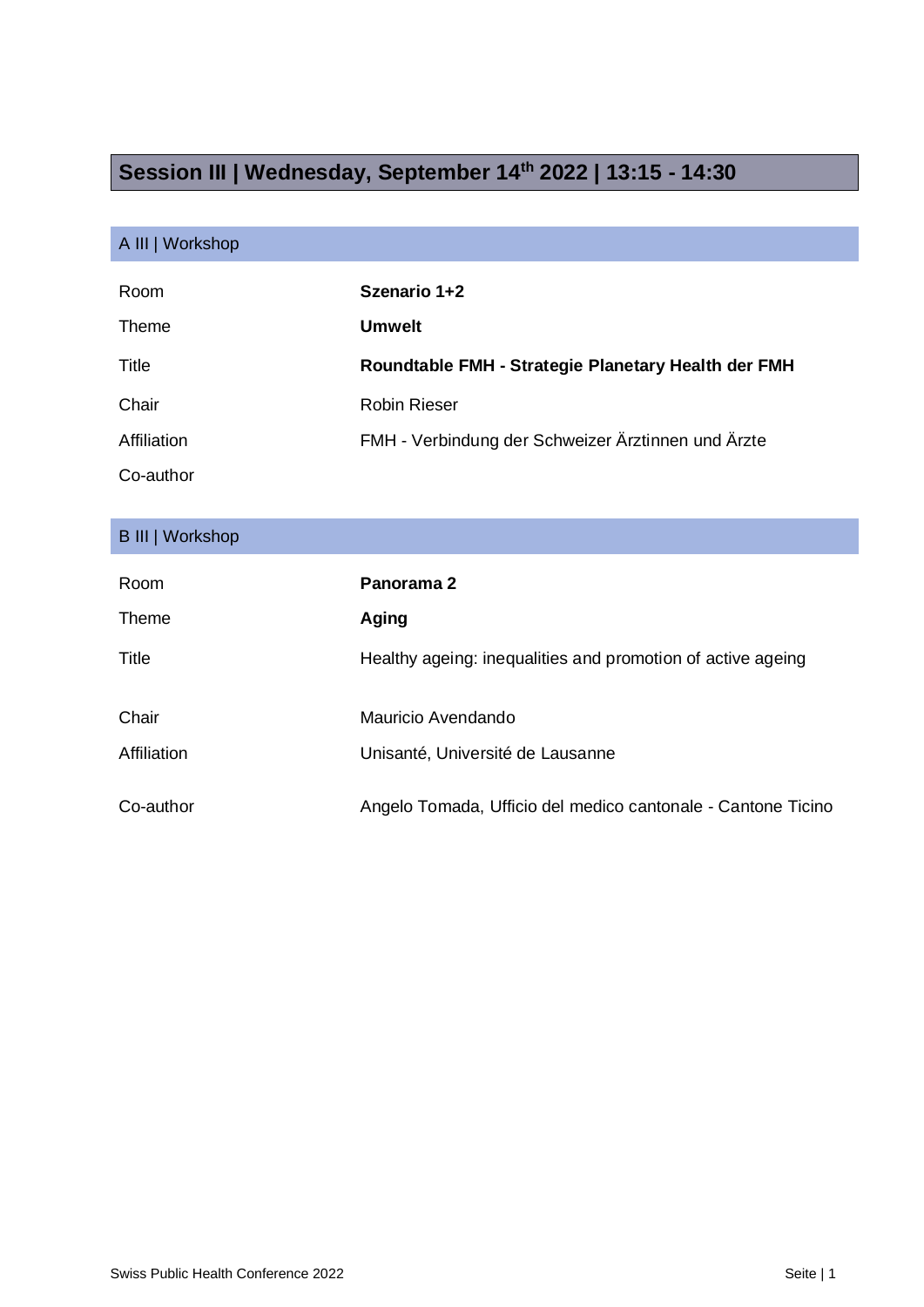# Session III | Wednesday, September 14th 2022 | 13:15 - 14:30

## A III | Workshop

| | |
|---|---|
| Room | **Szenario 1+2** |
| Theme | **Umwelt** |
| Title | **Roundtable FMH - Strategie Planetary Health der FMH** |
| Chair | Robin Rieser |
| Affiliation | FMH - Verbindung der Schweizer Ärztinnen und Ärzte |
| Co-author | |

## B III | Workshop

| | |
|---|---|
| Room | **Panorama 2** |
| Theme | **Aging** |
| Title | Healthy ageing: inequalities and promotion of active ageing |
| Chair | Mauricio Avendando |
| Affiliation | Unisanté, Université de Lausanne |
| Co-author | Angelo Tomada, Ufficio del medico cantonale - Cantone Ticino |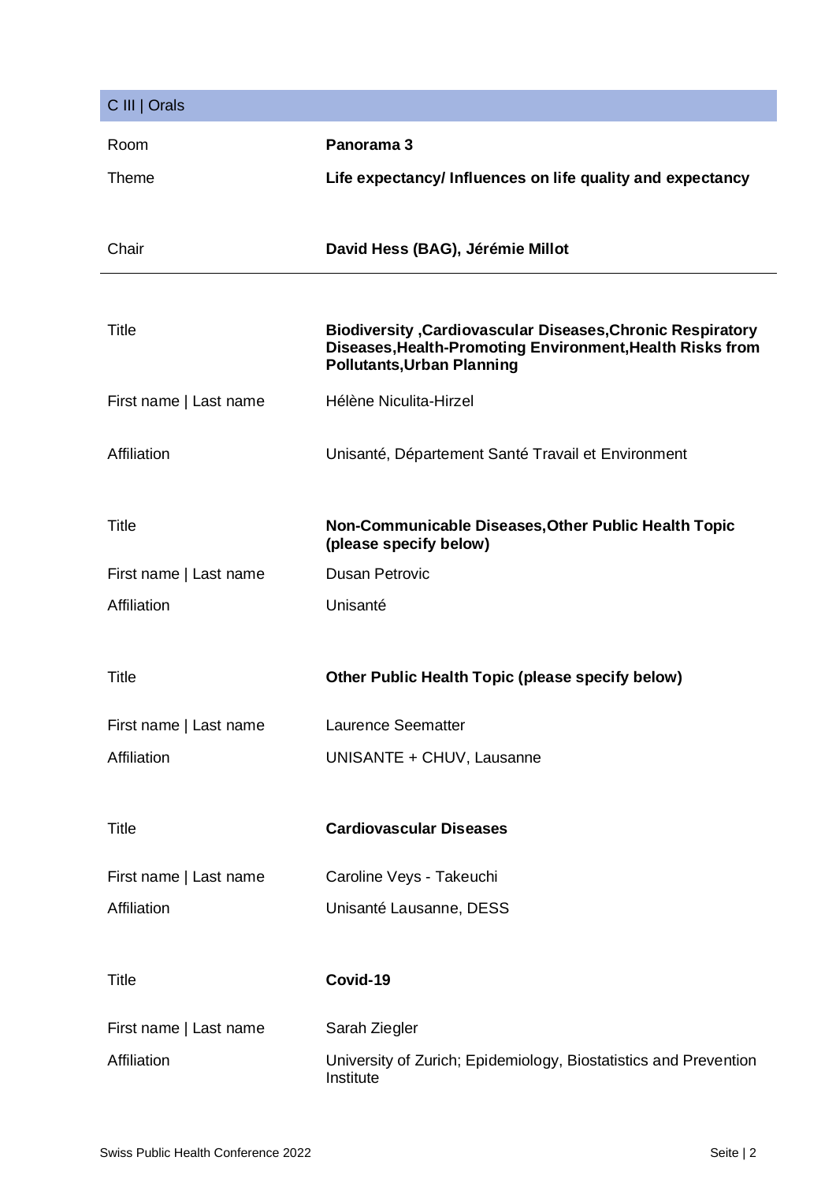## C III | Orals

| | |
|---|---|
| Room | **Panorama 3** |
| Theme | **Life expectancy/ Influences on life quality and expectancy** |
| Chair | **David Hess (BAG), Jérémie Millot** |

---

| | |
|---|---|
| Title | **Biodiversity ,Cardiovascular Diseases,Chronic Respiratory Diseases,Health-Promoting Environment,Health Risks from Pollutants,Urban Planning** |
| First name \| Last name | Hélène Niculita-Hirzel |
| Affiliation | Unisanté, Département Santé Travail et Environment |

| | |
|---|---|
| Title | **Non-Communicable Diseases,Other Public Health Topic (please specify below)** |
| First name \| Last name | Dusan Petrovic |
| Affiliation | Unisanté |

| | |
|---|---|
| Title | **Other Public Health Topic (please specify below)** |
| First name \| Last name | Laurence Seematter |
| Affiliation | UNISANTE + CHUV, Lausanne |

| | |
|---|---|
| Title | **Cardiovascular Diseases** |
| First name \| Last name | Caroline Veys - Takeuchi |
| Affiliation | Unisanté Lausanne, DESS |

| | |
|---|---|
| Title | **Covid-19** |
| First name \| Last name | Sarah Ziegler |
| Affiliation | University of Zurich; Epidemiology, Biostatistics and Prevention Institute |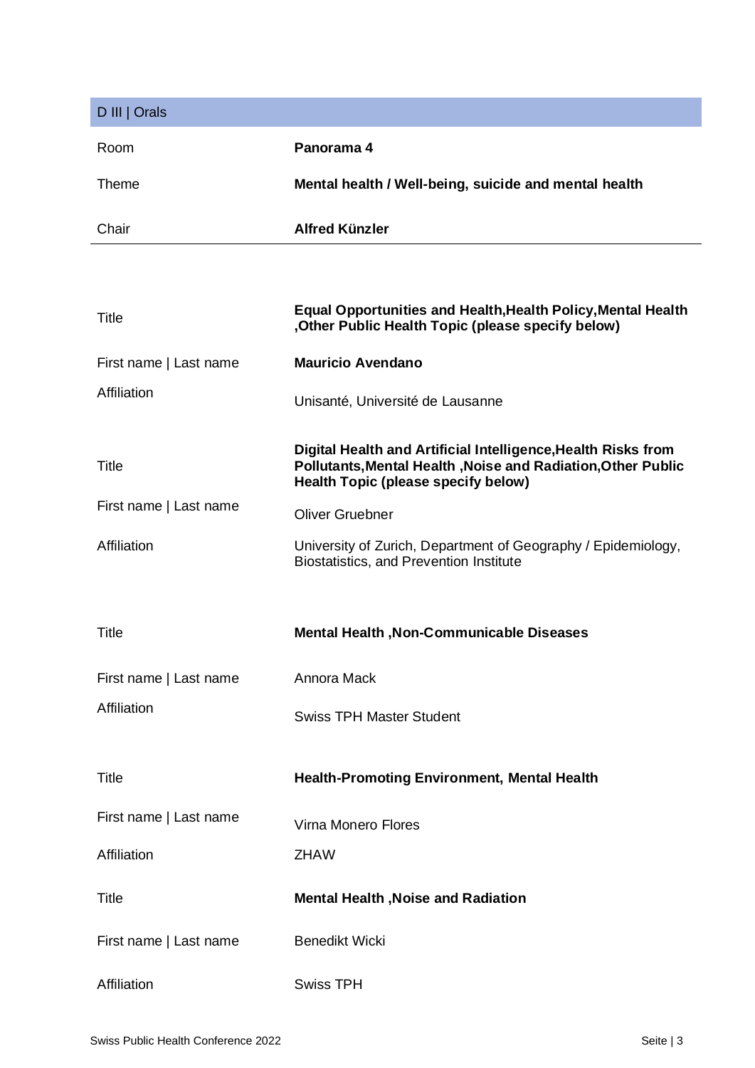## D III | Orals

| | |
|---|---|
| Room | **Panorama 4** |
| Theme | **Mental health / Well-being, suicide and mental health** |
| Chair | **Alfred Künzler** |

| | |
|---|---|
| Title | **Equal Opportunities and Health,Health Policy,Mental Health ,Other Public Health Topic (please specify below)** |
| First name \| Last name | **Mauricio Avendano** |
| Affiliation | Unisanté, Université de Lausanne |
| Title | **Digital Health and Artificial Intelligence,Health Risks from Pollutants,Mental Health ,Noise and Radiation,Other Public Health Topic (please specify below)** |
| First name \| Last name | Oliver Gruebner |
| Affiliation | University of Zurich, Department of Geography / Epidemiology, Biostatistics, and Prevention Institute |
| Title | **Mental Health ,Non-Communicable Diseases** |
| First name \| Last name | Annora Mack |
| Affiliation | Swiss TPH Master Student |
| Title | **Health-Promoting Environment, Mental Health** |
| First name \| Last name | Virna Monero Flores |
| Affiliation | ZHAW |
| Title | **Mental Health ,Noise and Radiation** |
| First name \| Last name | Benedikt Wicki |
| Affiliation | Swiss TPH |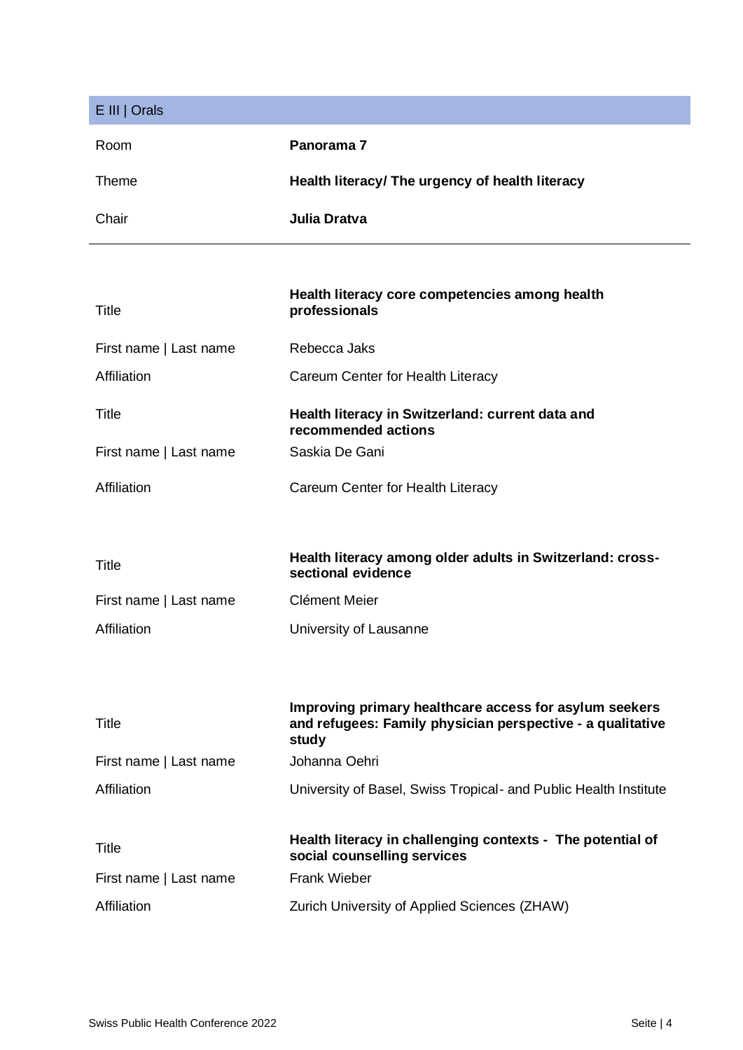## E III | Orals

| | |
|---|---|
| Room | **Panorama 7** |
| Theme | **Health literacy/ The urgency of health literacy** |
| Chair | **Julia Dratva** |

| | |
|---|---|
| Title | **Health literacy core competencies among health professionals** |
| First name \| Last name | Rebecca Jaks |
| Affiliation | Careum Center for Health Literacy |
| Title | **Health literacy in Switzerland: current data and recommended actions** |
| First name \| Last name | Saskia De Gani |
| Affiliation | Careum Center for Health Literacy |
| Title | **Health literacy among older adults in Switzerland: cross-sectional evidence** |
| First name \| Last name | Clément Meier |
| Affiliation | University of Lausanne |
| Title | **Improving primary healthcare access for asylum seekers and refugees: Family physician perspective - a qualitative study** |
| First name \| Last name | Johanna Oehri |
| Affiliation | University of Basel, Swiss Tropical- and Public Health Institute |
| Title | **Health literacy in challenging contexts - The potential of social counselling services** |
| First name \| Last name | Frank Wieber |
| Affiliation | Zurich University of Applied Sciences (ZHAW) |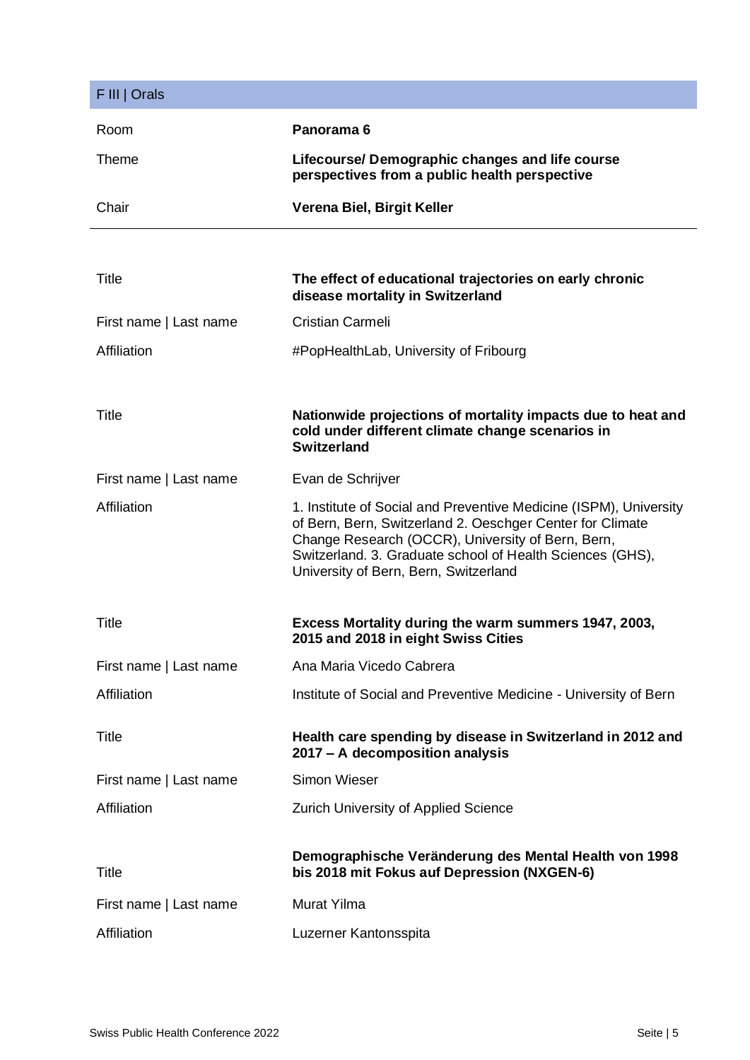## F III | Orals

| | |
|---|---|
| Room | **Panorama 6** |
| Theme | **Lifecourse/ Demographic changes and life course perspectives from a public health perspective** |
| Chair | **Verena Biel, Birgit Keller** |

| | |
|---|---|
| Title | **The effect of educational trajectories on early chronic disease mortality in Switzerland** |
| First name \| Last name | Cristian Carmeli |
| Affiliation | #PopHealthLab, University of Fribourg |
| Title | **Nationwide projections of mortality impacts due to heat and cold under different climate change scenarios in Switzerland** |
| First name \| Last name | Evan de Schrijver |
| Affiliation | 1. Institute of Social and Preventive Medicine (ISPM), University of Bern, Bern, Switzerland 2. Oeschger Center for Climate Change Research (OCCR), University of Bern, Bern, Switzerland. 3. Graduate school of Health Sciences (GHS), University of Bern, Bern, Switzerland |
| Title | **Excess Mortality during the warm summers 1947, 2003, 2015 and 2018 in eight Swiss Cities** |
| First name \| Last name | Ana Maria Vicedo Cabrera |
| Affiliation | Institute of Social and Preventive Medicine - University of Bern |
| Title | **Health care spending by disease in Switzerland in 2012 and 2017 – A decomposition analysis** |
| First name \| Last name | Simon Wieser |
| Affiliation | Zurich University of Applied Science |
| Title | **Demographische Veränderung des Mental Health von 1998 bis 2018 mit Fokus auf Depression (NXGEN-6)** |
| First name \| Last name | Murat Yilma |
| Affiliation | Luzerner Kantonsspita |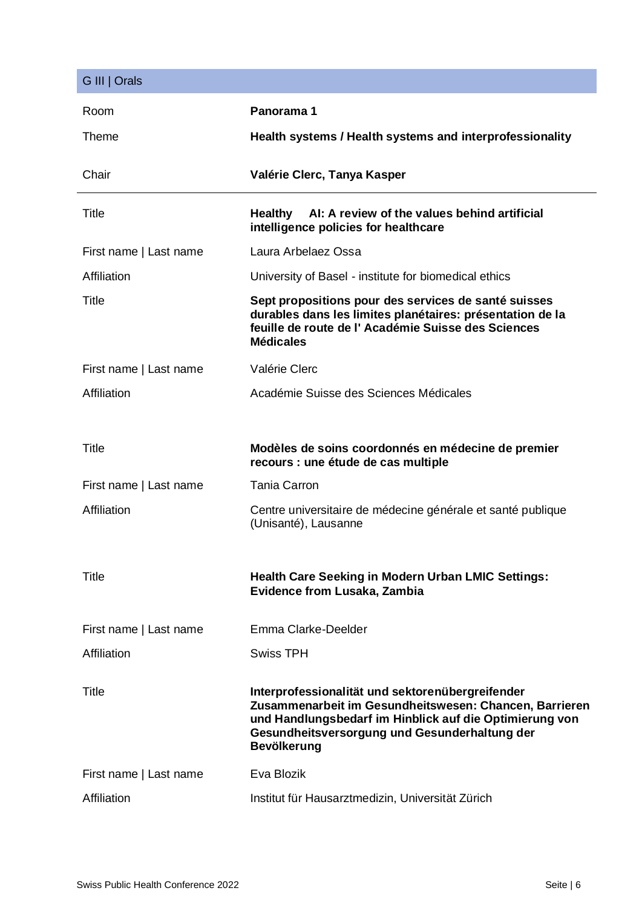## G III | Orals

| | |
|---|---|
| Room | **Panorama 1** |
| Theme | **Health systems / Health systems and interprofessionality** |
| Chair | **Valérie Clerc, Tanya Kasper** |

| | |
|---|---|
| Title | **Healthy AI: A review of the values behind artificial intelligence policies for healthcare** |
| First name \| Last name | Laura Arbelaez Ossa |
| Affiliation | University of Basel - institute for biomedical ethics |
| Title | **Sept propositions pour des services de santé suisses durables dans les limites planétaires: présentation de la feuille de route de l' Académie Suisse des Sciences Médicales** |
| First name \| Last name | Valérie Clerc |
| Affiliation | Académie Suisse des Sciences Médicales |
| Title | **Modèles de soins coordonnés en médecine de premier recours : une étude de cas multiple** |
| First name \| Last name | Tania Carron |
| Affiliation | Centre universitaire de médecine générale et santé publique (Unisanté), Lausanne |
| Title | **Health Care Seeking in Modern Urban LMIC Settings: Evidence from Lusaka, Zambia** |
| First name \| Last name | Emma Clarke-Deelder |
| Affiliation | Swiss TPH |
| Title | **Interprofessionalität und sektorenübergreifender Zusammenarbeit im Gesundheitswesen: Chancen, Barrieren und Handlungsbedarf im Hinblick auf die Optimierung von Gesundheitsversorgung und Gesunderhaltung der Bevölkerung** |
| First name \| Last name | Eva Blozik |
| Affiliation | Institut für Hausarztmedizin, Universität Zürich |